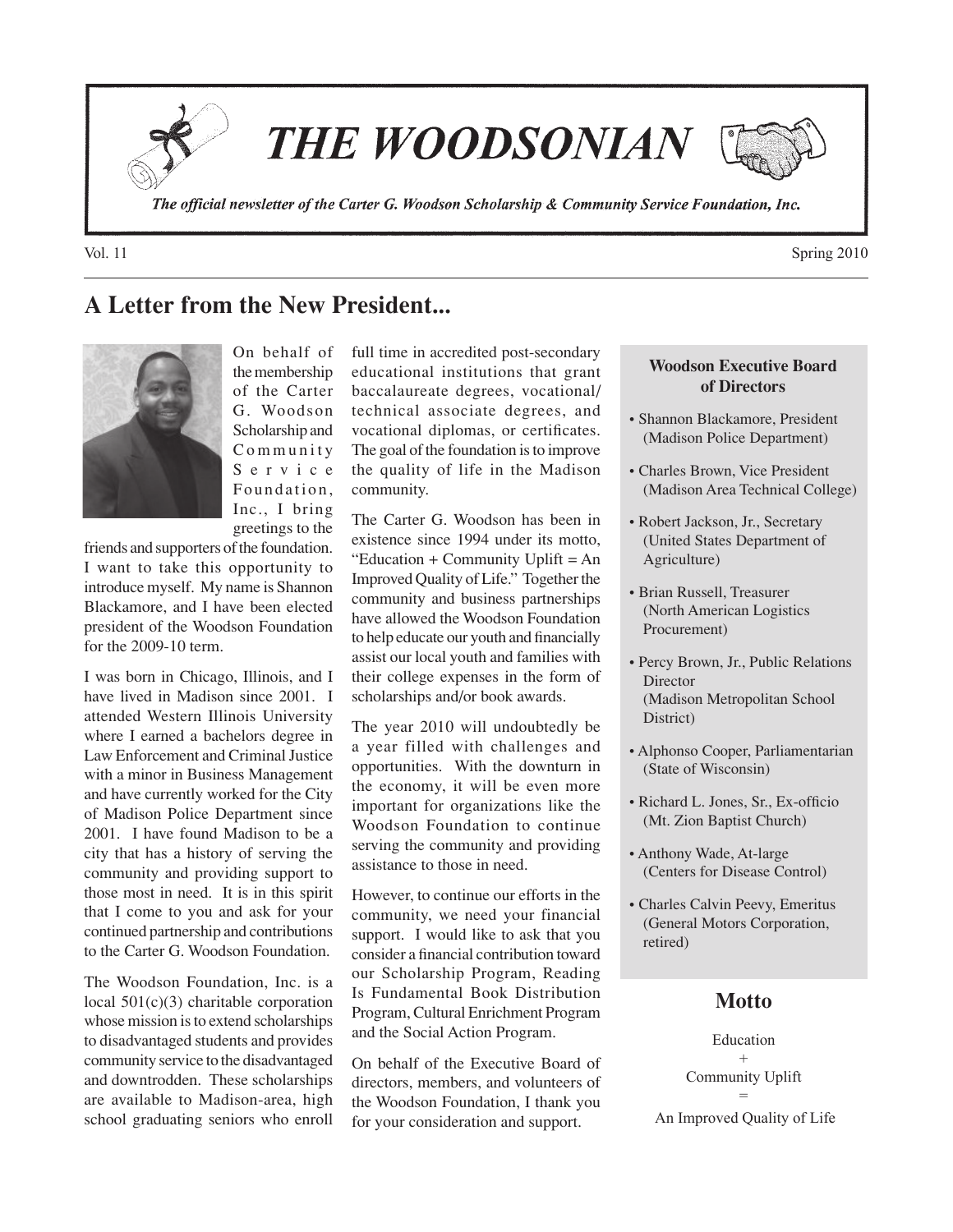# THE WOODSONIAN

*The official newsletter of the Carter G. Woodson Scholarship & Community Service Foundation, Inc.*

Vol. 11 — Spring 2010

## A Letter from the New President...

On behalf of the membership of the Carter G. Woodson Scholarship and Community Service Foundation, Inc., I bring greetings to the friends and supporters of the foundation. I want to take this opportunity to introduce myself. My name is Shannon Blackamore, and I have been elected president of the Woodson Foundation for the 2009-10 term.

I was born in Chicago, Illinois, and I have lived in Madison since 2001. I attended Western Illinois University where I earned a bachelors degree in Law Enforcement and Criminal Justice with a minor in Business Management and have currently worked for the City of Madison Police Department since 2001. I have found Madison to be a city that has a history of serving the community and providing support to those most in need. It is in this spirit that I come to you and ask for your continued partnership and contributions to the Carter G. Woodson Foundation.

The Woodson Foundation, Inc. is a local 501(c)(3) charitable corporation whose mission is to extend scholarships to disadvantaged students and provides community service to the disadvantaged and downtrodden. These scholarships are available to Madison-area, high school graduating seniors who enroll full time in accredited post-secondary educational institutions that grant baccalaureate degrees, vocational/technical associate degrees, and vocational diplomas, or certificates. The goal of the foundation is to improve the quality of life in the Madison community.

The Carter G. Woodson has been in existence since 1994 under its motto, "Education + Community Uplift = An Improved Quality of Life." Together the community and business partnerships have allowed the Woodson Foundation to help educate our youth and financially assist our local youth and families with their college expenses in the form of scholarships and/or book awards.

The year 2010 will undoubtedly be a year filled with challenges and opportunities. With the downturn in the economy, it will be even more important for organizations like the Woodson Foundation to continue serving the community and providing assistance to those in need.

However, to continue our efforts in the community, we need your financial support. I would like to ask that you consider a financial contribution toward our Scholarship Program, Reading Is Fundamental Book Distribution Program, Cultural Enrichment Program and the Social Action Program.

On behalf of the Executive Board of directors, members, and volunteers of the Woodson Foundation, I thank you for your consideration and support.

### Woodson Executive Board of Directors

- Shannon Blackamore, President (Madison Police Department)
- Charles Brown, Vice President (Madison Area Technical College)
- Robert Jackson, Jr., Secretary (United States Department of Agriculture)
- Brian Russell, Treasurer (North American Logistics Procurement)
- Percy Brown, Jr., Public Relations Director (Madison Metropolitan School District)
- Alphonso Cooper, Parliamentarian (State of Wisconsin)
- Richard L. Jones, Sr., Ex-officio (Mt. Zion Baptist Church)
- Anthony Wade, At-large (Centers for Disease Control)
- Charles Calvin Peevy, Emeritus (General Motors Corporation, retired)

### Motto

Education
+
Community Uplift
=
An Improved Quality of Life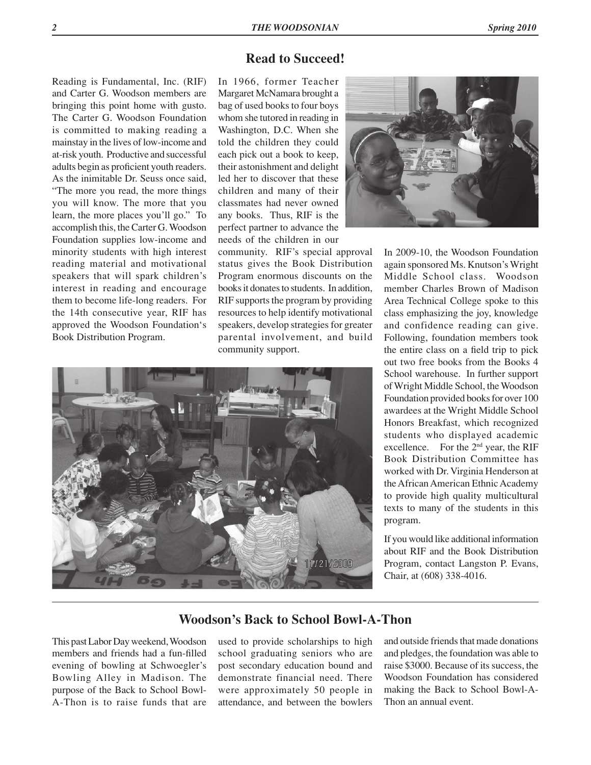## Read to Succeed!

Reading is Fundamental, Inc. (RIF) and Carter G. Woodson members are bringing this point home with gusto. The Carter G. Woodson Foundation is committed to making reading a mainstay in the lives of low-income and at-risk youth. Productive and successful adults begin as proficient youth readers. As the inimitable Dr. Seuss once said, "The more you read, the more things you will know. The more that you learn, the more places you'll go." To accomplish this, the Carter G. Woodson Foundation supplies low-income and minority students with high interest reading material and motivational speakers that will spark children's interest in reading and encourage them to become life-long readers. For the 14th consecutive year, RIF has approved the Woodson Foundation's Book Distribution Program.

In 1966, former Teacher Margaret McNamara brought a bag of used books to four boys whom she tutored in reading in Washington, D.C. When she told the children they could each pick out a book to keep, their astonishment and delight led her to discover that these children and many of their classmates had never owned any books. Thus, RIF is the perfect partner to advance the needs of the children in our community. RIF's special approval status gives the Book Distribution Program enormous discounts on the books it donates to students. In addition, RIF supports the program by providing resources to help identify motivational speakers, develop strategies for greater parental involvement, and build community support.

In 2009-10, the Woodson Foundation again sponsored Ms. Knutson's Wright Middle School class. Woodson member Charles Brown of Madison Area Technical College spoke to this class emphasizing the joy, knowledge and confidence reading can give. Following, foundation members took the entire class on a field trip to pick out two free books from the Books 4 School warehouse. In further support of Wright Middle School, the Woodson Foundation provided books for over 100 awardees at the Wright Middle School Honors Breakfast, which recognized students who displayed academic excellence. For the 2nd year, the RIF Book Distribution Committee has worked with Dr. Virginia Henderson at the African American Ethnic Academy to provide high quality multicultural texts to many of the students in this program.

If you would like additional information about RIF and the Book Distribution Program, contact Langston P. Evans, Chair, at (608) 338-4016.

## Woodson's Back to School Bowl-A-Thon

This past Labor Day weekend, Woodson members and friends had a fun-filled evening of bowling at Schwoegler's Bowling Alley in Madison. The purpose of the Back to School Bowl-A-Thon is to raise funds that are used to provide scholarships to high school graduating seniors who are post secondary education bound and demonstrate financial need. There were approximately 50 people in attendance, and between the bowlers and outside friends that made donations and pledges, the foundation was able to raise $3000. Because of its success, the Woodson Foundation has considered making the Back to School Bowl-A-Thon an annual event.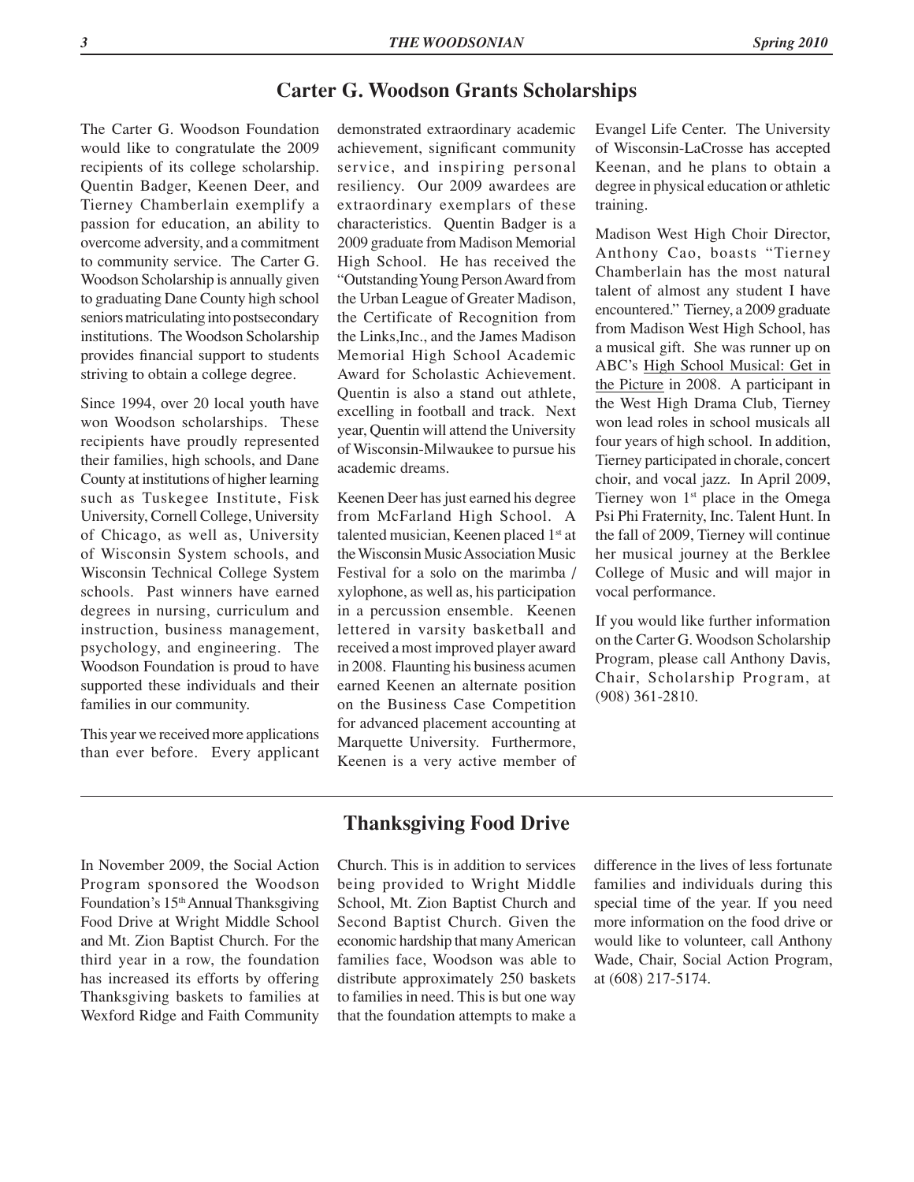## Carter G. Woodson Grants Scholarships

The Carter G. Woodson Foundation would like to congratulate the 2009 recipients of its college scholarship. Quentin Badger, Keenen Deer, and Tierney Chamberlain exemplify a passion for education, an ability to overcome adversity, and a commitment to community service. The Carter G. Woodson Scholarship is annually given to graduating Dane County high school seniors matriculating into postsecondary institutions. The Woodson Scholarship provides financial support to students striving to obtain a college degree.

Since 1994, over 20 local youth have won Woodson scholarships. These recipients have proudly represented their families, high schools, and Dane County at institutions of higher learning such as Tuskegee Institute, Fisk University, Cornell College, University of Chicago, as well as, University of Wisconsin System schools, and Wisconsin Technical College System schools. Past winners have earned degrees in nursing, curriculum and instruction, business management, psychology, and engineering. The Woodson Foundation is proud to have supported these individuals and their families in our community.

This year we received more applications than ever before. Every applicant demonstrated extraordinary academic achievement, significant community service, and inspiring personal resiliency. Our 2009 awardees are extraordinary exemplars of these characteristics. Quentin Badger is a 2009 graduate from Madison Memorial High School. He has received the "Outstanding Young Person Award from the Urban League of Greater Madison, the Certificate of Recognition from the Links,Inc., and the James Madison Memorial High School Academic Award for Scholastic Achievement. Quentin is also a stand out athlete, excelling in football and track. Next year, Quentin will attend the University of Wisconsin-Milwaukee to pursue his academic dreams.

Keenen Deer has just earned his degree from McFarland High School. A talented musician, Keenen placed 1st at the Wisconsin Music Association Music Festival for a solo on the marimba / xylophone, as well as, his participation in a percussion ensemble. Keenen lettered in varsity basketball and received a most improved player award in 2008. Flaunting his business acumen earned Keenen an alternate position on the Business Case Competition for advanced placement accounting at Marquette University. Furthermore, Keenen is a very active member of Evangel Life Center. The University of Wisconsin-LaCrosse has accepted Keenan, and he plans to obtain a degree in physical education or athletic training.

Madison West High Choir Director, Anthony Cao, boasts "Tierney Chamberlain has the most natural talent of almost any student I have encountered." Tierney, a 2009 graduate from Madison West High School, has a musical gift. She was runner up on ABC's High School Musical: Get in the Picture in 2008. A participant in the West High Drama Club, Tierney won lead roles in school musicals all four years of high school. In addition, Tierney participated in chorale, concert choir, and vocal jazz. In April 2009, Tierney won 1st place in the Omega Psi Phi Fraternity, Inc. Talent Hunt. In the fall of 2009, Tierney will continue her musical journey at the Berklee College of Music and will major in vocal performance.

If you would like further information on the Carter G. Woodson Scholarship Program, please call Anthony Davis, Chair, Scholarship Program, at (908) 361-2810.

## Thanksgiving Food Drive

In November 2009, the Social Action Program sponsored the Woodson Foundation's 15th Annual Thanksgiving Food Drive at Wright Middle School and Mt. Zion Baptist Church. For the third year in a row, the foundation has increased its efforts by offering Thanksgiving baskets to families at Wexford Ridge and Faith Community Church. This is in addition to services being provided to Wright Middle School, Mt. Zion Baptist Church and Second Baptist Church. Given the economic hardship that many American families face, Woodson was able to distribute approximately 250 baskets to families in need. This is but one way that the foundation attempts to make a difference in the lives of less fortunate families and individuals during this special time of the year. If you need more information on the food drive or would like to volunteer, call Anthony Wade, Chair, Social Action Program, at (608) 217-5174.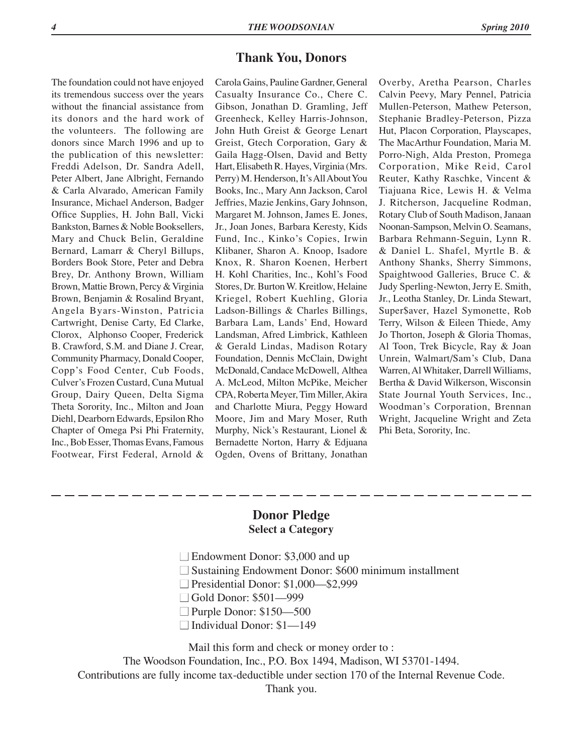## Thank You, Donors

The foundation could not have enjoyed its tremendous success over the years without the financial assistance from its donors and the hard work of the volunteers. The following are donors since March 1996 and up to the publication of this newsletter: Freddi Adelson, Dr. Sandra Adell, Peter Albert, Jane Albright, Fernando & Carla Alvarado, American Family Insurance, Michael Anderson, Badger Office Supplies, H. John Ball, Vicki Bankston, Barnes & Noble Booksellers, Mary and Chuck Belin, Geraldine Bernard, Lamarr & Cheryl Billups, Borders Book Store, Peter and Debra Brey, Dr. Anthony Brown, William Brown, Mattie Brown, Percy & Virginia Brown, Benjamin & Rosalind Bryant, Angela Byars-Winston, Patricia Cartwright, Denise Carty, Ed Clarke, Clorox, Alphonso Cooper, Frederick B. Crawford, S.M. and Diane J. Crear, Community Pharmacy, Donald Cooper, Copp's Food Center, Cub Foods, Culver's Frozen Custard, Cuna Mutual Group, Dairy Queen, Delta Sigma Theta Sorority, Inc., Milton and Joan Diehl, Dearborn Edwards, Epsilon Rho Chapter of Omega Psi Phi Fraternity, Inc., Bob Esser, Thomas Evans, Famous Footwear, First Federal, Arnold & Carola Gains, Pauline Gardner, General Casualty Insurance Co., Chere C. Gibson, Jonathan D. Gramling, Jeff Greenheck, Kelley Harris-Johnson, John Huth Greist & George Lenart Greist, Gtech Corporation, Gary & Gaila Hagg-Olsen, David and Betty Hart, Elisabeth R. Hayes, Virginia (Mrs. Perry) M. Henderson, It's All About You Books, Inc., Mary Ann Jackson, Carol Jeffries, Mazie Jenkins, Gary Johnson, Margaret M. Johnson, James E. Jones, Jr., Joan Jones, Barbara Keresty, Kids Fund, Inc., Kinko's Copies, Irwin Klibaner, Sharon A. Knoop, Isadore Knox, R. Sharon Koenen, Herbert H. Kohl Charities, Inc., Kohl's Food Stores, Dr. Burton W. Kreitlow, Helaine Kriegel, Robert Kuehling, Gloria Ladson-Billings & Charles Billings, Barbara Lam, Lands' End, Howard Landsman, Afred Limbrick, Kathleen & Gerald Lindas, Madison Rotary Foundation, Dennis McClain, Dwight McDonald, Candace McDowell, Althea A. McLeod, Milton McPike, Meicher CPA, Roberta Meyer, Tim Miller, Akira and Charlotte Miura, Peggy Howard Moore, Jim and Mary Moser, Ruth Murphy, Nick's Restaurant, Lionel & Bernadette Norton, Harry & Edjuana Ogden, Ovens of Brittany, Jonathan Overby, Aretha Pearson, Charles Calvin Peevy, Mary Pennel, Patricia Mullen-Peterson, Mathew Peterson, Stephanie Bradley-Peterson, Pizza Hut, Placon Corporation, Playscapes, The MacArthur Foundation, Maria M. Porro-Nigh, Alda Preston, Promega Corporation, Mike Reid, Carol Reuter, Kathy Raschke, Vincent & Tiajuana Rice, Lewis H. & Velma J. Ritcherson, Jacqueline Rodman, Rotary Club of South Madison, Janaan Noonan-Sampson, Melvin O. Seamans, Barbara Rehmann-Seguin, Lynn R. & Daniel L. Shafel, Myrtle B. & Anthony Shanks, Sherry Simmons, Spaightwood Galleries, Bruce C. & Judy Sperling-Newton, Jerry E. Smith, Jr., Leotha Stanley, Dr. Linda Stewart, Super$aver, Hazel Symonette, Rob Terry, Wilson & Eileen Thiede, Amy Jo Thorton, Joseph & Gloria Thomas, Al Toon, Trek Bicycle, Ray & Joan Unrein, Walmart/Sam's Club, Dana Warren, Al Whitaker, Darrell Williams, Bertha & David Wilkerson, Wisconsin State Journal Youth Services, Inc., Woodman's Corporation, Brennan Wright, Jacqueline Wright and Zeta Phi Beta, Sorority, Inc.

---

## Donor Pledge

**Select a Category**

- ☐ Endowment Donor: $3,000 and up
- ☐ Sustaining Endowment Donor: $600 minimum installment
- ☐ Presidential Donor: $1,000—$2,999
- ☐ Gold Donor: $501—999
- ☐ Purple Donor: $150—500
- ☐ Individual Donor: $1—149

Mail this form and check or money order to :
The Woodson Foundation, Inc., P.O. Box 1494, Madison, WI 53701-1494.
Contributions are fully income tax-deductible under section 170 of the Internal Revenue Code.
Thank you.